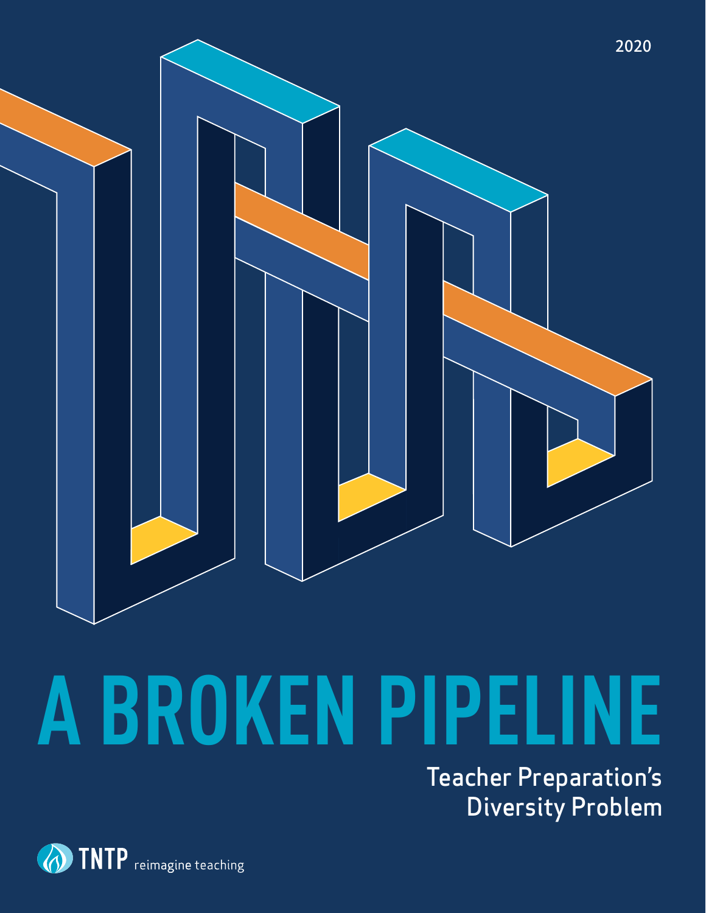2020

# A BROKEN PIPELINE

## Teacher Preparation's Diversity Problem

TNTP reimagine teaching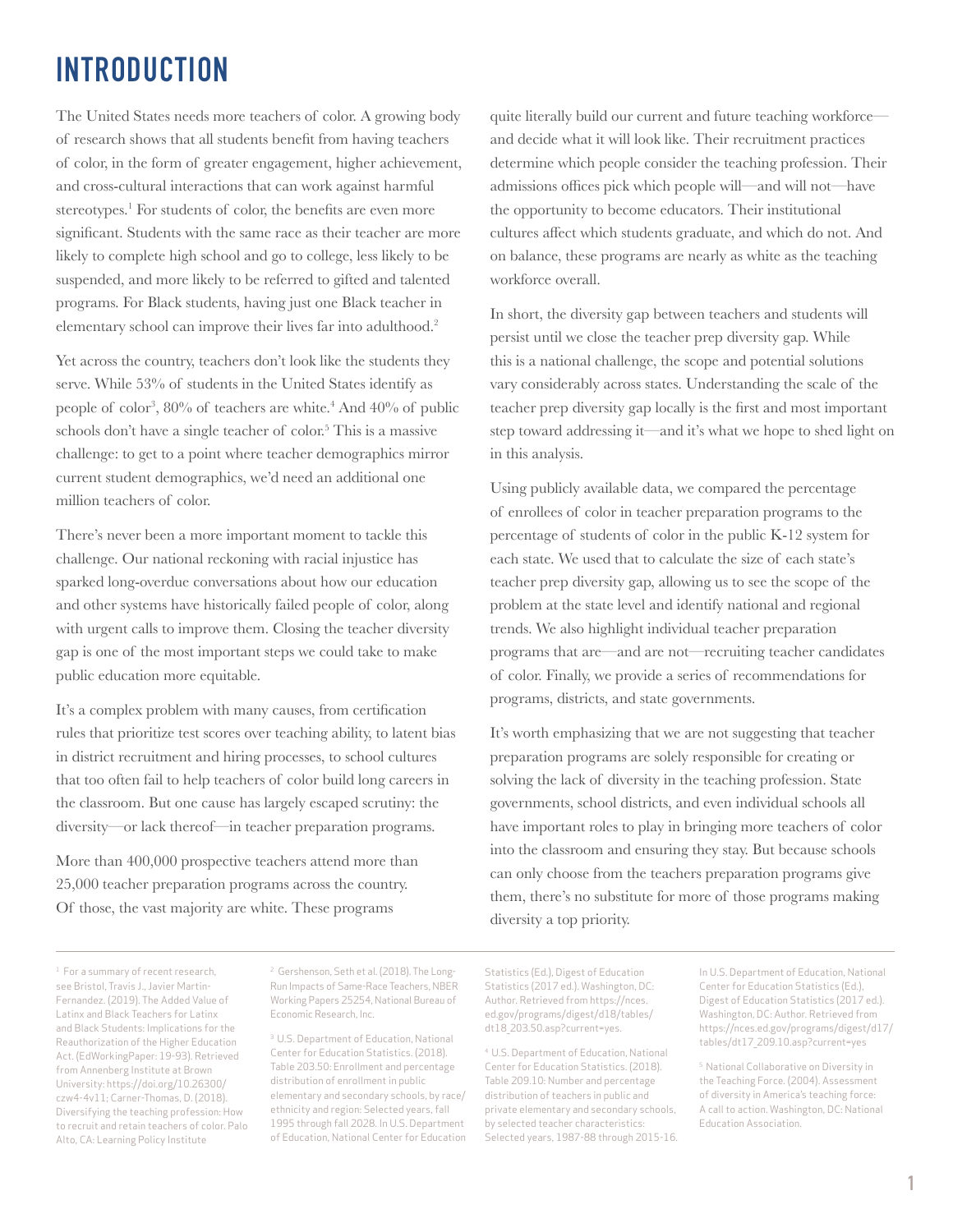# INTRODUCTION

The United States needs more teachers of color. A growing body of research shows that all students benefit from having teachers of color, in the form of greater engagement, higher achievement, and cross-cultural interactions that can work against harmful stereotypes.[1] For students of color, the benefits are even more significant. Students with the same race as their teacher are more likely to complete high school and go to college, less likely to be suspended, and more likely to be referred to gifted and talented programs. For Black students, having just one Black teacher in elementary school can improve their lives far into adulthood.[2]

Yet across the country, teachers don't look like the students they serve. While 53% of students in the United States identify as people of color[3], 80% of teachers are white.[4] And 40% of public schools don't have a single teacher of color.[5] This is a massive challenge: to get to a point where teacher demographics mirror current student demographics, we'd need an additional one million teachers of color.

There's never been a more important moment to tackle this challenge. Our national reckoning with racial injustice has sparked long-overdue conversations about how our education and other systems have historically failed people of color, along with urgent calls to improve them. Closing the teacher diversity gap is one of the most important steps we could take to make public education more equitable.

It's a complex problem with many causes, from certification rules that prioritize test scores over teaching ability, to latent bias in district recruitment and hiring processes, to school cultures that too often fail to help teachers of color build long careers in the classroom. But one cause has largely escaped scrutiny: the diversity—or lack thereof—in teacher preparation programs.

More than 400,000 prospective teachers attend more than 25,000 teacher preparation programs across the country. Of those, the vast majority are white. These programs quite literally build our current and future teaching workforce—and decide what it will look like. Their recruitment practices determine which people consider the teaching profession. Their admissions offices pick which people will—and will not—have the opportunity to become educators. Their institutional cultures affect which students graduate, and which do not. And on balance, these programs are nearly as white as the teaching workforce overall.

In short, the diversity gap between teachers and students will persist until we close the teacher prep diversity gap. While this is a national challenge, the scope and potential solutions vary considerably across states. Understanding the scale of the teacher prep diversity gap locally is the first and most important step toward addressing it—and it's what we hope to shed light on in this analysis.

Using publicly available data, we compared the percentage of enrollees of color in teacher preparation programs to the percentage of students of color in the public K-12 system for each state. We used that to calculate the size of each state's teacher prep diversity gap, allowing us to see the scope of the problem at the state level and identify national and regional trends. We also highlight individual teacher preparation programs that are—and are not—recruiting teacher candidates of color. Finally, we provide a series of recommendations for programs, districts, and state governments.

It's worth emphasizing that we are not suggesting that teacher preparation programs are solely responsible for creating or solving the lack of diversity in the teaching profession. State governments, school districts, and even individual schools all have important roles to play in bringing more teachers of color into the classroom and ensuring they stay. But because schools can only choose from the teachers preparation programs give them, there's no substitute for more of those programs making diversity a top priority.

---

[1] For a summary of recent research, see Bristol, Travis J., Javier Martin-Fernandez. (2019). The Added Value of Latinx and Black Teachers for Latinx and Black Students: Implications for the Reauthorization of the Higher Education Act. (EdWorkingPaper: 19-93). Retrieved from Annenberg Institute at Brown University: https://doi.org/10.26300/czw4-4v11; Carner-Thomas, D. (2018). Diversifying the teaching profession: How to recruit and retain teachers of color. Palo Alto, CA: Learning Policy Institute

[2] Gershenson, Seth et al. (2018). The Long-Run Impacts of Same-Race Teachers, NBER Working Papers 25254, National Bureau of Economic Research, Inc.

[3] U.S. Department of Education, National Center for Education Statistics. (2018). Table 203.50: Enrollment and percentage distribution of enrollment in public elementary and secondary schools, by race/ethnicity and region: Selected years, fall 1995 through fall 2028. In U.S. Department of Education, National Center for Education Statistics (Ed.), Digest of Education Statistics (2017 ed.). Washington, DC: Author. Retrieved from https://nces.ed.gov/programs/digest/d18/tables/dt18_203.50.asp?current=yes.

[4] U.S. Department of Education, National Center for Education Statistics. (2018). Table 209.10: Number and percentage distribution of teachers in public and private elementary and secondary schools, by selected teacher characteristics: Selected years, 1987-88 through 2015-16. In U.S. Department of Education, National Center for Education Statistics (Ed.), Digest of Education Statistics (2017 ed.). Washington, DC: Author. Retrieved from https://nces.ed.gov/programs/digest/d17/tables/dt17_209.10.asp?current=yes

[5] National Collaborative on Diversity in the Teaching Force. (2004). Assessment of diversity in America's teaching force: A call to action. Washington, DC: National Education Association.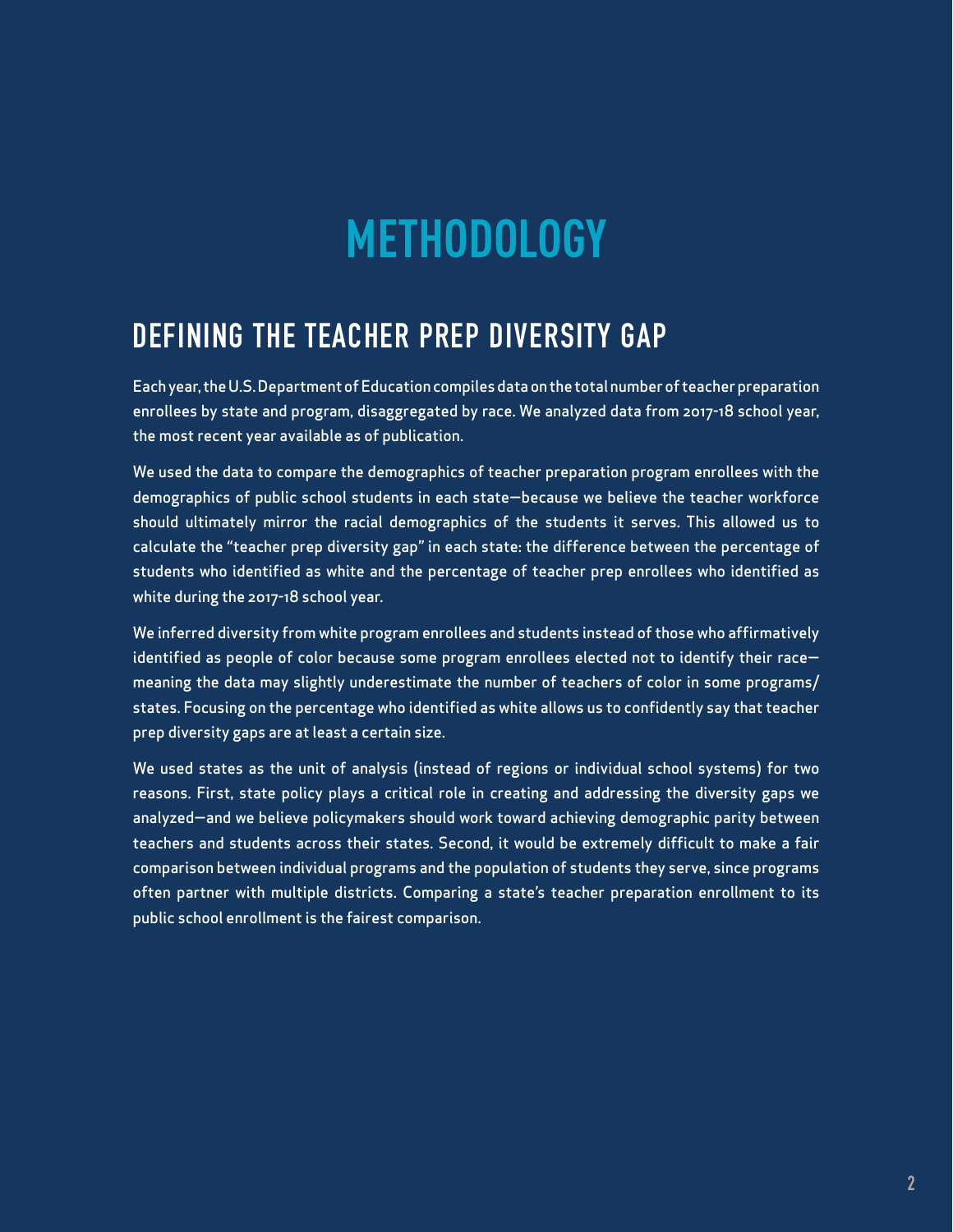# METHODOLOGY

## DEFINING THE TEACHER PREP DIVERSITY GAP

Each year, the U.S. Department of Education compiles data on the total number of teacher preparation enrollees by state and program, disaggregated by race. We analyzed data from 2017-18 school year, the most recent year available as of publication.

We used the data to compare the demographics of teacher preparation program enrollees with the demographics of public school students in each state—because we believe the teacher workforce should ultimately mirror the racial demographics of the students it serves. This allowed us to calculate the "teacher prep diversity gap" in each state: the difference between the percentage of students who identified as white and the percentage of teacher prep enrollees who identified as white during the 2017-18 school year.

We inferred diversity from white program enrollees and students instead of those who affirmatively identified as people of color because some program enrollees elected not to identify their race—meaning the data may slightly underestimate the number of teachers of color in some programs/states. Focusing on the percentage who identified as white allows us to confidently say that teacher prep diversity gaps are at least a certain size.

We used states as the unit of analysis (instead of regions or individual school systems) for two reasons. First, state policy plays a critical role in creating and addressing the diversity gaps we analyzed—and we believe policymakers should work toward achieving demographic parity between teachers and students across their states. Second, it would be extremely difficult to make a fair comparison between individual programs and the population of students they serve, since programs often partner with multiple districts. Comparing a state's teacher preparation enrollment to its public school enrollment is the fairest comparison.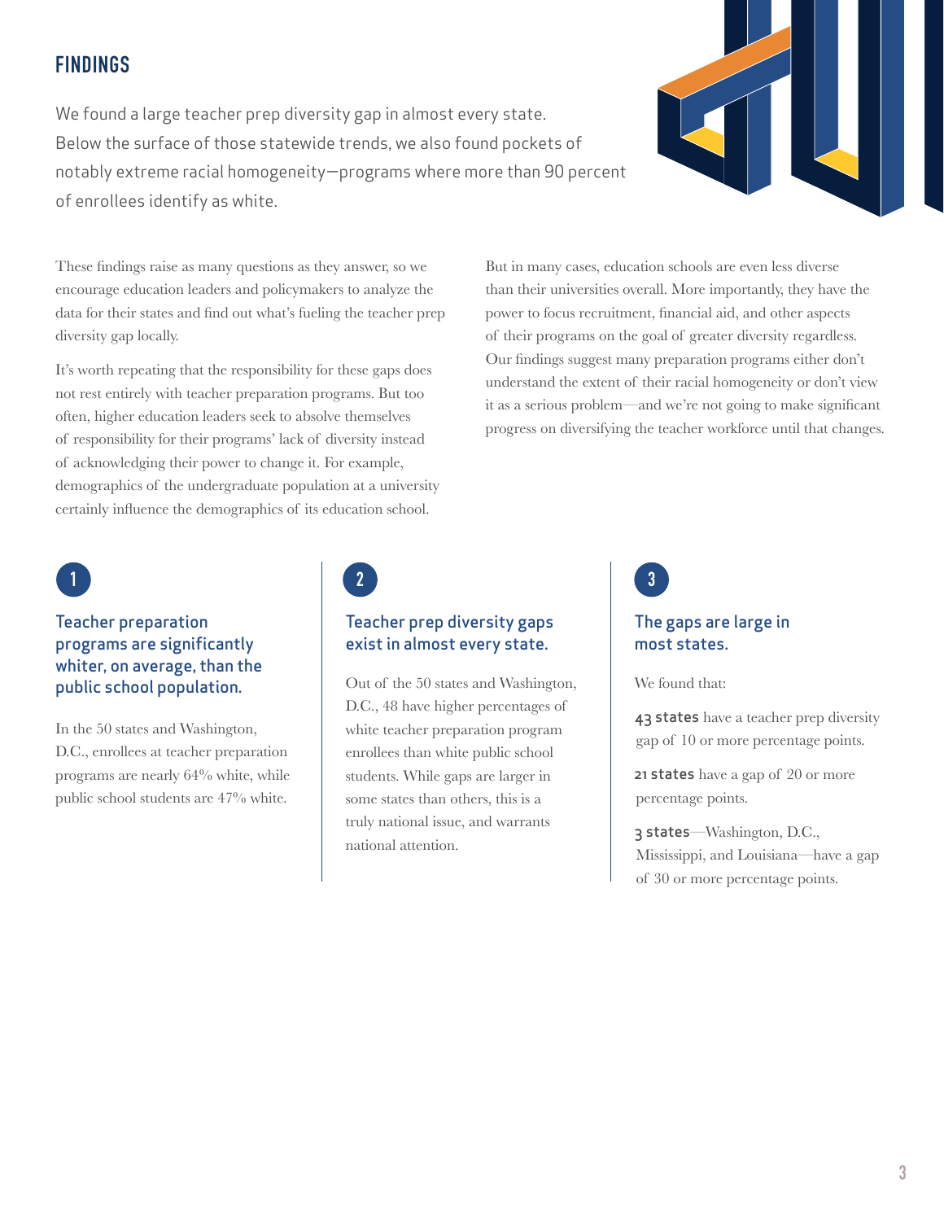## FINDINGS

We found a large teacher prep diversity gap in almost every state. Below the surface of those statewide trends, we also found pockets of notably extreme racial homogeneity—programs where more than 90 percent of enrollees identify as white.

These findings raise as many questions as they answer, so we encourage education leaders and policymakers to analyze the data for their states and find out what's fueling the teacher prep diversity gap locally.

It's worth repeating that the responsibility for these gaps does not rest entirely with teacher preparation programs. But too often, higher education leaders seek to absolve themselves of responsibility for their programs' lack of diversity instead of acknowledging their power to change it. For example, demographics of the undergraduate population at a university certainly influence the demographics of its education school.

But in many cases, education schools are even less diverse than their universities overall. More importantly, they have the power to focus recruitment, financial aid, and other aspects of their programs on the goal of greater diversity regardless. Our findings suggest many preparation programs either don't understand the extent of their racial homogeneity or don't view it as a serious problem—and we're not going to make significant progress on diversifying the teacher workforce until that changes.

### 1 Teacher preparation programs are significantly whiter, on average, than the public school population.

In the 50 states and Washington, D.C., enrollees at teacher preparation programs are nearly 64% white, while public school students are 47% white.

### 2 Teacher prep diversity gaps exist in almost every state.

Out of the 50 states and Washington, D.C., 48 have higher percentages of white teacher preparation program enrollees than white public school students. While gaps are larger in some states than others, this is a truly national issue, and warrants national attention.

### 3 The gaps are large in most states.

We found that:

**43 states** have a teacher prep diversity gap of 10 or more percentage points.

**21 states** have a gap of 20 or more percentage points.

**3 states**—Washington, D.C., Mississippi, and Louisiana—have a gap of 30 or more percentage points.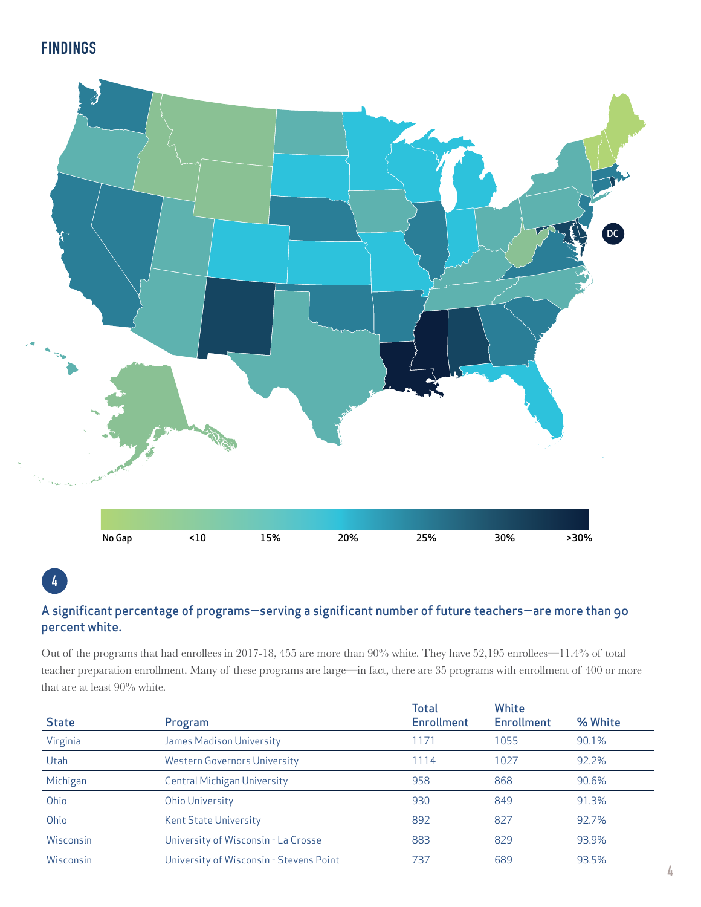## FINDINGS

DC

No Gap | <10 | 15% | 20% | 25% | 30% | >30%

**4**

### A significant percentage of programs—serving a significant number of future teachers—are more than 90 percent white.

Out of the programs that had enrollees in 2017-18, 455 are more than 90% white. They have 52,195 enrollees—11.4% of total teacher preparation enrollment. Many of these programs are large—in fact, there are 35 programs with enrollment of 400 or more that are at least 90% white.

| State | Program | Total Enrollment | White Enrollment | % White |
|---|---|---|---|---|
| Virginia | James Madison University | 1171 | 1055 | 90.1% |
| Utah | Western Governors University | 1114 | 1027 | 92.2% |
| Michigan | Central Michigan University | 958 | 868 | 90.6% |
| Ohio | Ohio University | 930 | 849 | 91.3% |
| Ohio | Kent State University | 892 | 827 | 92.7% |
| Wisconsin | University of Wisconsin - La Crosse | 883 | 829 | 93.9% |
| Wisconsin | University of Wisconsin - Stevens Point | 737 | 689 | 93.5% |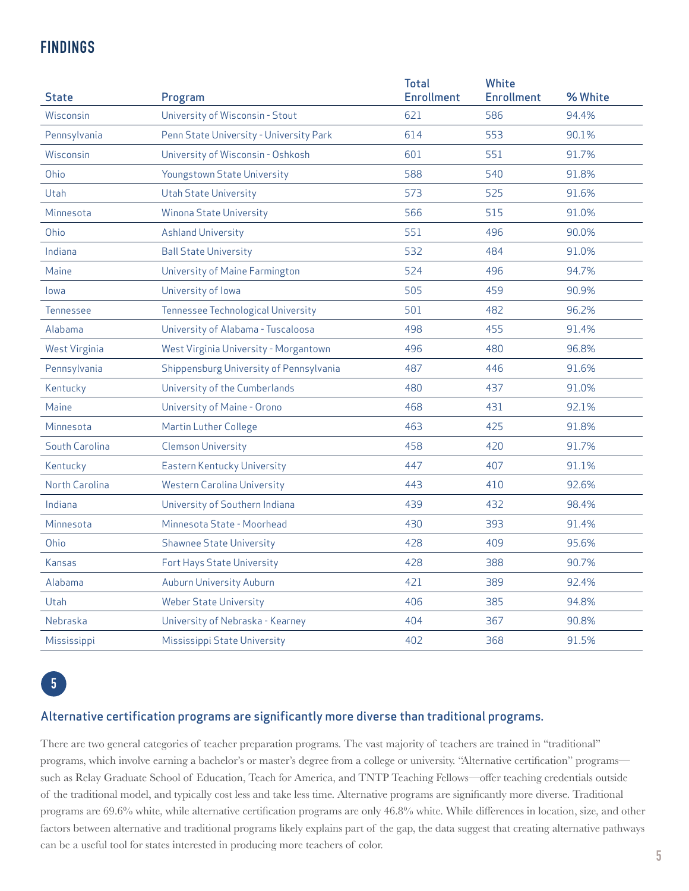## FINDINGS

| State | Program | Total Enrollment | White Enrollment | % White |
|---|---|---|---|---|
| Wisconsin | University of Wisconsin - Stout | 621 | 586 | 94.4% |
| Pennsylvania | Penn State University - University Park | 614 | 553 | 90.1% |
| Wisconsin | University of Wisconsin - Oshkosh | 601 | 551 | 91.7% |
| Ohio | Youngstown State University | 588 | 540 | 91.8% |
| Utah | Utah State University | 573 | 525 | 91.6% |
| Minnesota | Winona State University | 566 | 515 | 91.0% |
| Ohio | Ashland University | 551 | 496 | 90.0% |
| Indiana | Ball State University | 532 | 484 | 91.0% |
| Maine | University of Maine Farmington | 524 | 496 | 94.7% |
| Iowa | University of Iowa | 505 | 459 | 90.9% |
| Tennessee | Tennessee Technological University | 501 | 482 | 96.2% |
| Alabama | University of Alabama - Tuscaloosa | 498 | 455 | 91.4% |
| West Virginia | West Virginia University - Morgantown | 496 | 480 | 96.8% |
| Pennsylvania | Shippensburg University of Pennsylvania | 487 | 446 | 91.6% |
| Kentucky | University of the Cumberlands | 480 | 437 | 91.0% |
| Maine | University of Maine - Orono | 468 | 431 | 92.1% |
| Minnesota | Martin Luther College | 463 | 425 | 91.8% |
| South Carolina | Clemson University | 458 | 420 | 91.7% |
| Kentucky | Eastern Kentucky University | 447 | 407 | 91.1% |
| North Carolina | Western Carolina University | 443 | 410 | 92.6% |
| Indiana | University of Southern Indiana | 439 | 432 | 98.4% |
| Minnesota | Minnesota State - Moorhead | 430 | 393 | 91.4% |
| Ohio | Shawnee State University | 428 | 409 | 95.6% |
| Kansas | Fort Hays State University | 428 | 388 | 90.7% |
| Alabama | Auburn University Auburn | 421 | 389 | 92.4% |
| Utah | Weber State University | 406 | 385 | 94.8% |
| Nebraska | University of Nebraska - Kearney | 404 | 367 | 90.8% |
| Mississippi | Mississippi State University | 402 | 368 | 91.5% |

5

### Alternative certification programs are significantly more diverse than traditional programs.

There are two general categories of teacher preparation programs. The vast majority of teachers are trained in "traditional" programs, which involve earning a bachelor's or master's degree from a college or university. "Alternative certification" programs—such as Relay Graduate School of Education, Teach for America, and TNTP Teaching Fellows—offer teaching credentials outside of the traditional model, and typically cost less and take less time. Alternative programs are significantly more diverse. Traditional programs are 69.6% white, while alternative certification programs are only 46.8% white. While differences in location, size, and other factors between alternative and traditional programs likely explains part of the gap, the data suggest that creating alternative pathways can be a useful tool for states interested in producing more teachers of color.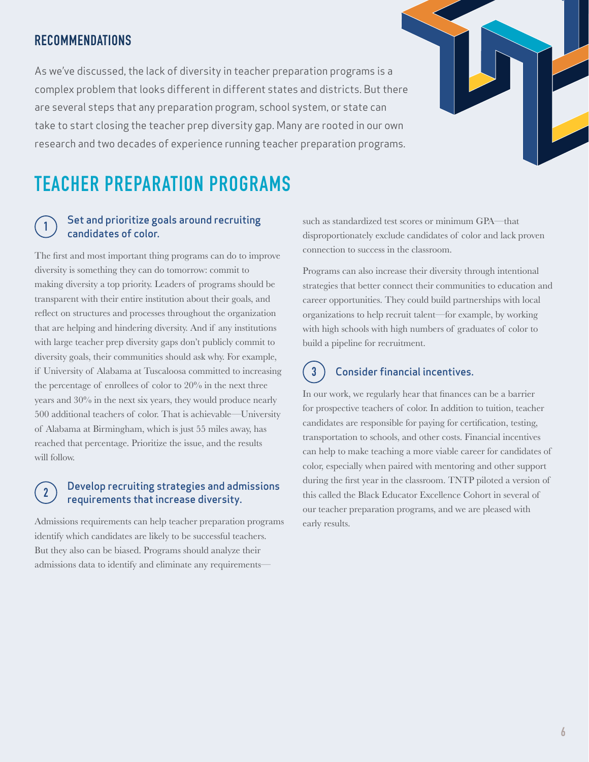## RECOMMENDATIONS

As we've discussed, the lack of diversity in teacher preparation programs is a complex problem that looks different in different states and districts. But there are several steps that any preparation program, school system, or state can take to start closing the teacher prep diversity gap. Many are rooted in our own research and two decades of experience running teacher preparation programs.

# TEACHER PREPARATION PROGRAMS

### 1 Set and prioritize goals around recruiting candidates of color.

The first and most important thing programs can do to improve diversity is something they can do tomorrow: commit to making diversity a top priority. Leaders of programs should be transparent with their entire institution about their goals, and reflect on structures and processes throughout the organization that are helping and hindering diversity. And if any institutions with large teacher prep diversity gaps don't publicly commit to diversity goals, their communities should ask why. For example, if University of Alabama at Tuscaloosa committed to increasing the percentage of enrollees of color to 20% in the next three years and 30% in the next six years, they would produce nearly 500 additional teachers of color. That is achievable—University of Alabama at Birmingham, which is just 55 miles away, has reached that percentage. Prioritize the issue, and the results will follow.

### 2 Develop recruiting strategies and admissions requirements that increase diversity.

Admissions requirements can help teacher preparation programs identify which candidates are likely to be successful teachers. But they also can be biased. Programs should analyze their admissions data to identify and eliminate any requirements—such as standardized test scores or minimum GPA—that disproportionately exclude candidates of color and lack proven connection to success in the classroom.

Programs can also increase their diversity through intentional strategies that better connect their communities to education and career opportunities. They could build partnerships with local organizations to help recruit talent—for example, by working with high schools with high numbers of graduates of color to build a pipeline for recruitment.

### 3 Consider financial incentives.

In our work, we regularly hear that finances can be a barrier for prospective teachers of color. In addition to tuition, teacher candidates are responsible for paying for certification, testing, transportation to schools, and other costs. Financial incentives can help to make teaching a more viable career for candidates of color, especially when paired with mentoring and other support during the first year in the classroom. TNTP piloted a version of this called the Black Educator Excellence Cohort in several of our teacher preparation programs, and we are pleased with early results.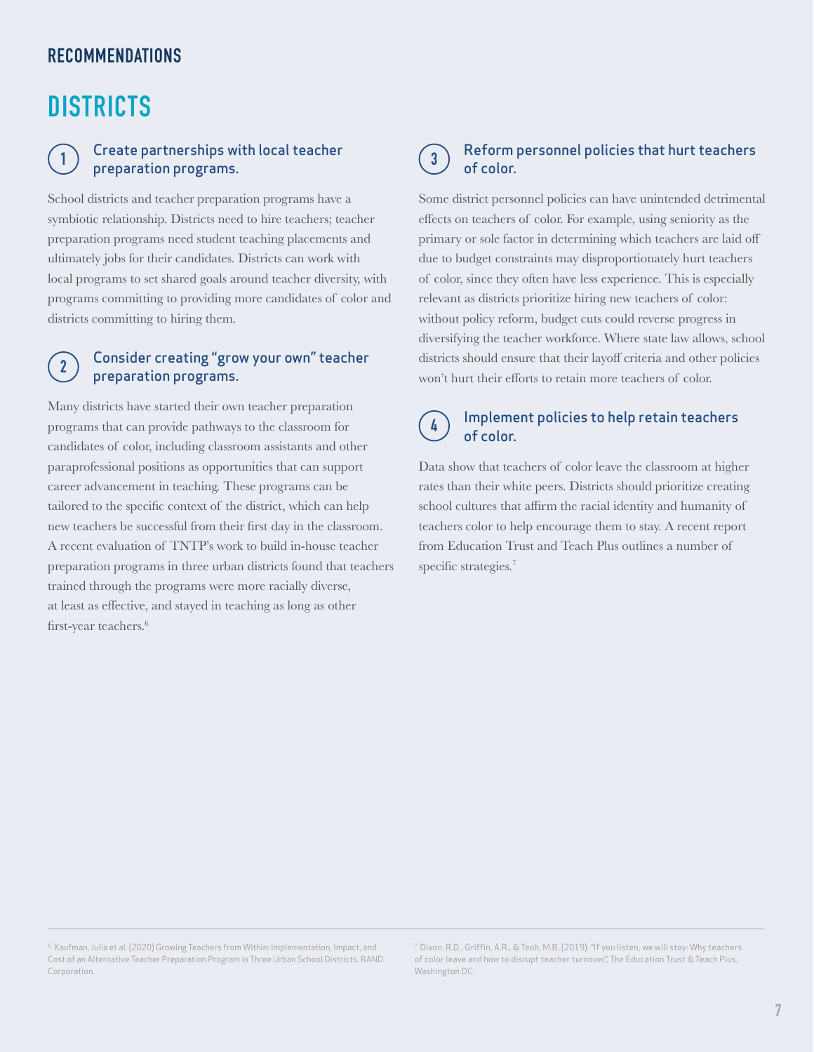## RECOMMENDATIONS

# DISTRICTS

### 1 Create partnerships with local teacher preparation programs.

School districts and teacher preparation programs have a symbiotic relationship. Districts need to hire teachers; teacher preparation programs need student teaching placements and ultimately jobs for their candidates. Districts can work with local programs to set shared goals around teacher diversity, with programs committing to providing more candidates of color and districts committing to hiring them.

### 2 Consider creating "grow your own" teacher preparation programs.

Many districts have started their own teacher preparation programs that can provide pathways to the classroom for candidates of color, including classroom assistants and other paraprofessional positions as opportunities that can support career advancement in teaching. These programs can be tailored to the specific context of the district, which can help new teachers be successful from their first day in the classroom. A recent evaluation of TNTP's work to build in-house teacher preparation programs in three urban districts found that teachers trained through the programs were more racially diverse, at least as effective, and stayed in teaching as long as other first-year teachers.[6]

### 3 Reform personnel policies that hurt teachers of color.

Some district personnel policies can have unintended detrimental effects on teachers of color. For example, using seniority as the primary or sole factor in determining which teachers are laid off due to budget constraints may disproportionately hurt teachers of color, since they often have less experience. This is especially relevant as districts prioritize hiring new teachers of color: without policy reform, budget cuts could reverse progress in diversifying the teacher workforce. Where state law allows, school districts should ensure that their layoff criteria and other policies won't hurt their efforts to retain more teachers of color.

### 4 Implement policies to help retain teachers of color.

Data show that teachers of color leave the classroom at higher rates than their white peers. Districts should prioritize creating school cultures that affirm the racial identity and humanity of teachers color to help encourage them to stay. A recent report from Education Trust and Teach Plus outlines a number of specific strategies.[7]

---

[6] Kaufman, Julia et al. (2020) Growing Teachers from Within: Implementation, Impact, and Cost of an Alternative Teacher Preparation Program in Three Urban School Districts. RAND Corporation.

[7] Dixon, R.D., Griffin, A.R., & Teoh, M.B. (2019). "If you listen, we will stay: Why teachers of color leave and how to disrupt teacher turnover", The Education Trust & Teach Plus, Washington DC.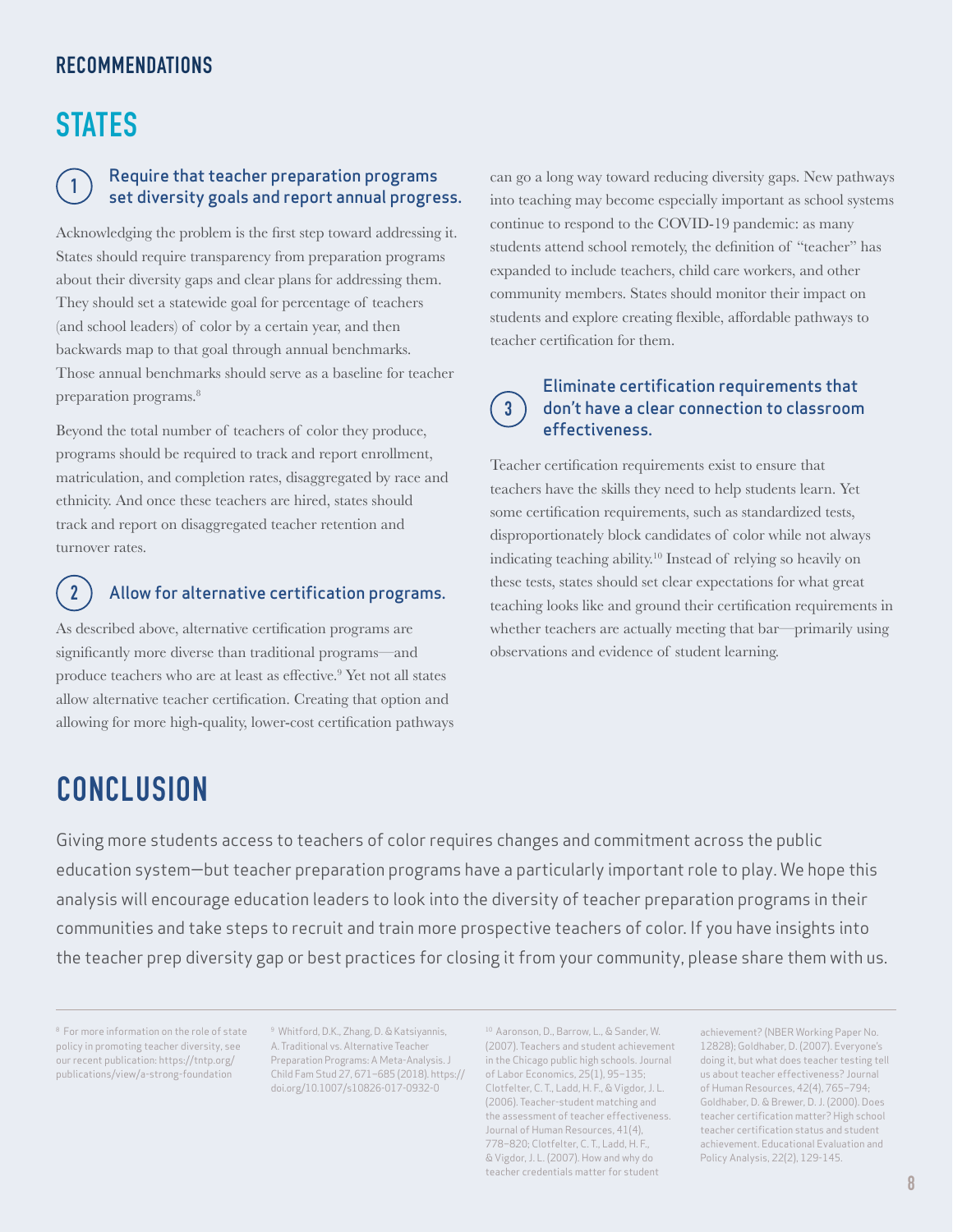## RECOMMENDATIONS

# STATES

### 1 Require that teacher preparation programs set diversity goals and report annual progress.

Acknowledging the problem is the first step toward addressing it. States should require transparency from preparation programs about their diversity gaps and clear plans for addressing them. They should set a statewide goal for percentage of teachers (and school leaders) of color by a certain year, and then backwards map to that goal through annual benchmarks. Those annual benchmarks should serve as a baseline for teacher preparation programs.[8]

Beyond the total number of teachers of color they produce, programs should be required to track and report enrollment, matriculation, and completion rates, disaggregated by race and ethnicity. And once these teachers are hired, states should track and report on disaggregated teacher retention and turnover rates.

### 2 Allow for alternative certification programs.

As described above, alternative certification programs are significantly more diverse than traditional programs—and produce teachers who are at least as effective.[9] Yet not all states allow alternative teacher certification. Creating that option and allowing for more high-quality, lower-cost certification pathways can go a long way toward reducing diversity gaps. New pathways into teaching may become especially important as school systems continue to respond to the COVID-19 pandemic: as many students attend school remotely, the definition of "teacher" has expanded to include teachers, child care workers, and other community members. States should monitor their impact on students and explore creating flexible, affordable pathways to teacher certification for them.

### 3 Eliminate certification requirements that don't have a clear connection to classroom effectiveness.

Teacher certification requirements exist to ensure that teachers have the skills they need to help students learn. Yet some certification requirements, such as standardized tests, disproportionately block candidates of color while not always indicating teaching ability.[10] Instead of relying so heavily on these tests, states should set clear expectations for what great teaching looks like and ground their certification requirements in whether teachers are actually meeting that bar—primarily using observations and evidence of student learning.

# CONCLUSION

Giving more students access to teachers of color requires changes and commitment across the public education system—but teacher preparation programs have a particularly important role to play. We hope this analysis will encourage education leaders to look into the diversity of teacher preparation programs in their communities and take steps to recruit and train more prospective teachers of color. If you have insights into the teacher prep diversity gap or best practices for closing it from your community, please share them with us.

---

[8] For more information on the role of state policy in promoting teacher diversity, see our recent publication: https://tntp.org/publications/view/a-strong-foundation

[9] Whitford, D.K., Zhang, D. & Katsiyannis, A. Traditional vs. Alternative Teacher Preparation Programs: A Meta-Analysis. J Child Fam Stud 27, 671–685 (2018). https://doi.org/10.1007/s10826-017-0932-0

[10] Aaronson, D., Barrow, L., & Sander, W. (2007). Teachers and student achievement in the Chicago public high schools. Journal of Labor Economics, 25(1), 95–135; Clotfelter, C. T., Ladd, H. F., & Vigdor, J. L. (2006). Teacher-student matching and the assessment of teacher effectiveness. Journal of Human Resources, 41(4), 778–820; Clotfelter, C. T., Ladd, H. F., & Vigdor, J. L. (2007). How and why do teacher credentials matter for student achievement? (NBER Working Paper No. 12828); Goldhaber, D. (2007). Everyone's doing it, but what does teacher testing tell us about teacher effectiveness? Journal of Human Resources, 42(4), 765–794; Goldhaber, D. & Brewer, D. J. (2000). Does teacher certification matter? High school teacher certification status and student achievement. Educational Evaluation and Policy Analysis, 22(2), 129-145.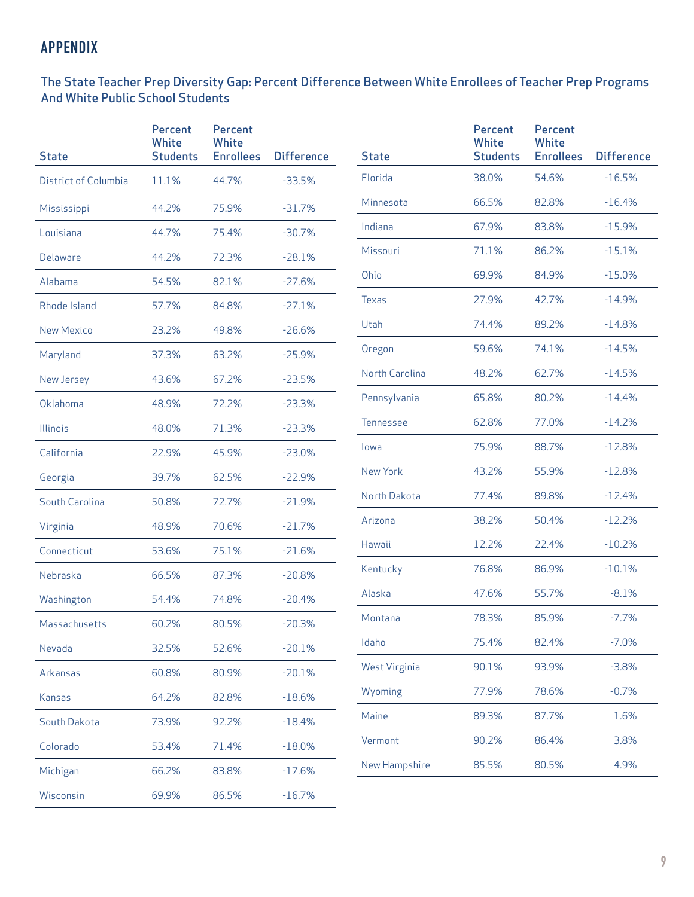## APPENDIX

### The State Teacher Prep Diversity Gap: Percent Difference Between White Enrollees of Teacher Prep Programs And White Public School Students

| State | Percent White Students | Percent White Enrollees | Difference |
|---|---|---|---|
| District of Columbia | 11.1% | 44.7% | -33.5% |
| Mississippi | 44.2% | 75.9% | -31.7% |
| Louisiana | 44.7% | 75.4% | -30.7% |
| Delaware | 44.2% | 72.3% | -28.1% |
| Alabama | 54.5% | 82.1% | -27.6% |
| Rhode Island | 57.7% | 84.8% | -27.1% |
| New Mexico | 23.2% | 49.8% | -26.6% |
| Maryland | 37.3% | 63.2% | -25.9% |
| New Jersey | 43.6% | 67.2% | -23.5% |
| Oklahoma | 48.9% | 72.2% | -23.3% |
| Illinois | 48.0% | 71.3% | -23.3% |
| California | 22.9% | 45.9% | -23.0% |
| Georgia | 39.7% | 62.5% | -22.9% |
| South Carolina | 50.8% | 72.7% | -21.9% |
| Virginia | 48.9% | 70.6% | -21.7% |
| Connecticut | 53.6% | 75.1% | -21.6% |
| Nebraska | 66.5% | 87.3% | -20.8% |
| Washington | 54.4% | 74.8% | -20.4% |
| Massachusetts | 60.2% | 80.5% | -20.3% |
| Nevada | 32.5% | 52.6% | -20.1% |
| Arkansas | 60.8% | 80.9% | -20.1% |
| Kansas | 64.2% | 82.8% | -18.6% |
| South Dakota | 73.9% | 92.2% | -18.4% |
| Colorado | 53.4% | 71.4% | -18.0% |
| Michigan | 66.2% | 83.8% | -17.6% |
| Wisconsin | 69.9% | 86.5% | -16.7% |
| Florida | 38.0% | 54.6% | -16.5% |
| Minnesota | 66.5% | 82.8% | -16.4% |
| Indiana | 67.9% | 83.8% | -15.9% |
| Missouri | 71.1% | 86.2% | -15.1% |
| Ohio | 69.9% | 84.9% | -15.0% |
| Texas | 27.9% | 42.7% | -14.9% |
| Utah | 74.4% | 89.2% | -14.8% |
| Oregon | 59.6% | 74.1% | -14.5% |
| North Carolina | 48.2% | 62.7% | -14.5% |
| Pennsylvania | 65.8% | 80.2% | -14.4% |
| Tennessee | 62.8% | 77.0% | -14.2% |
| Iowa | 75.9% | 88.7% | -12.8% |
| New York | 43.2% | 55.9% | -12.8% |
| North Dakota | 77.4% | 89.8% | -12.4% |
| Arizona | 38.2% | 50.4% | -12.2% |
| Hawaii | 12.2% | 22.4% | -10.2% |
| Kentucky | 76.8% | 86.9% | -10.1% |
| Alaska | 47.6% | 55.7% | -8.1% |
| Montana | 78.3% | 85.9% | -7.7% |
| Idaho | 75.4% | 82.4% | -7.0% |
| West Virginia | 90.1% | 93.9% | -3.8% |
| Wyoming | 77.9% | 78.6% | -0.7% |
| Maine | 89.3% | 87.7% | 1.6% |
| Vermont | 90.2% | 86.4% | 3.8% |
| New Hampshire | 85.5% | 80.5% | 4.9% |